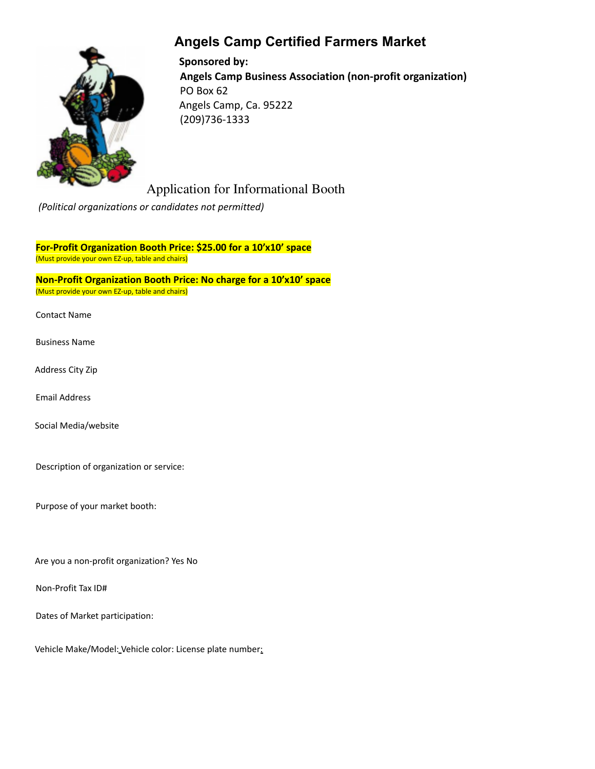# Angels Camp Certified Farmers Market

**Sponsored by:**
**Angels Camp Business Association (non-profit organization)**
PO Box 62
Angels Camp, Ca. 95222
(209)736-1333

## Application for Informational Booth

*(Political organizations or candidates not permitted)*

**For-Profit Organization Booth Price: $25.00 for a 10'x10' space**
(Must provide your own EZ-up, table and chairs)

**Non-Profit Organization Booth Price: No charge for a 10'x10' space**
(Must provide your own EZ-up, table and chairs)

Contact Name

Business Name

Address City Zip

Email Address

Social Media/website

Description of organization or service:

Purpose of your market booth:

Are you a non-profit organization? Yes No

Non-Profit Tax ID#

Dates of Market participation:

Vehicle Make/Model: Vehicle color: License plate number: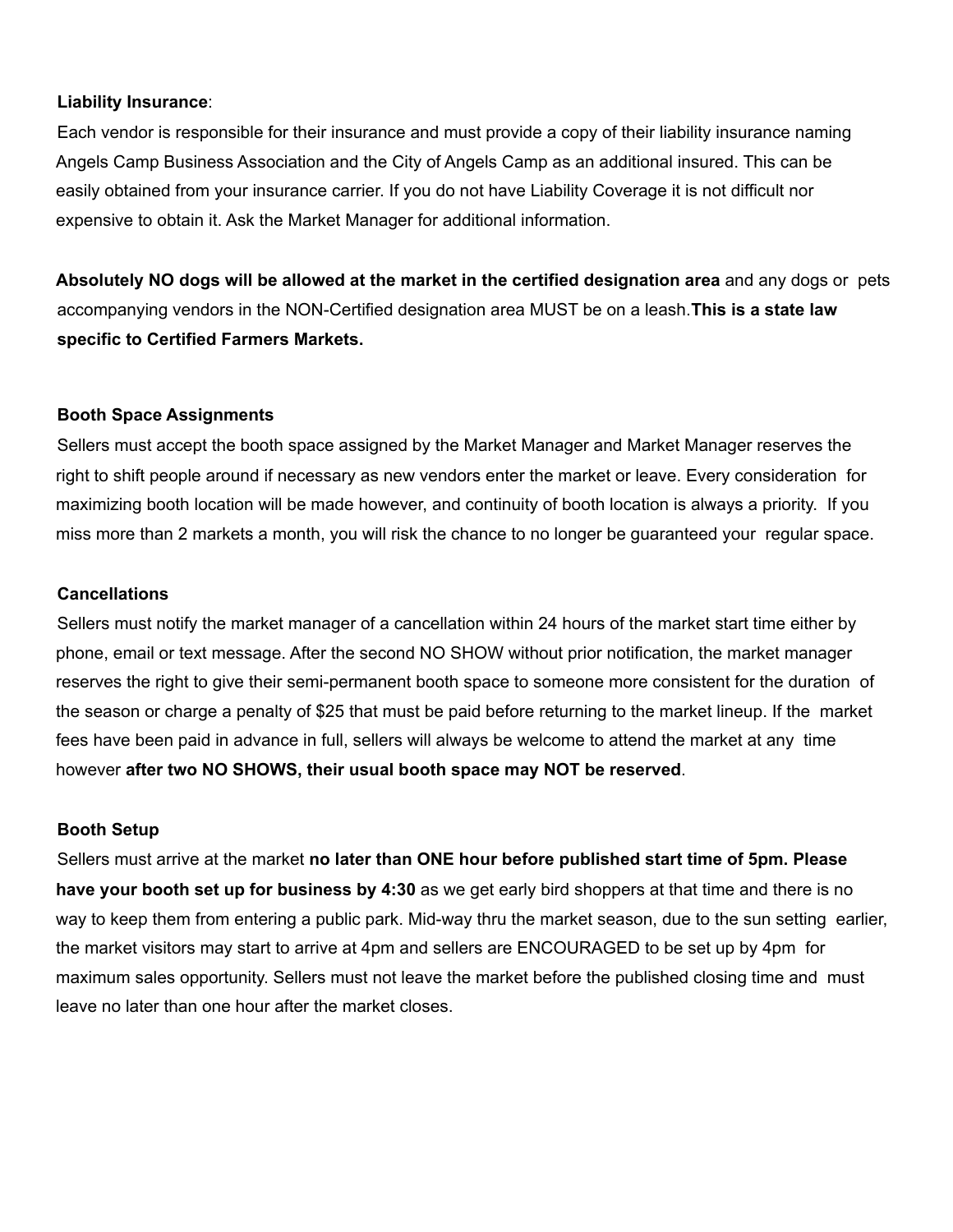**Liability Insurance**:

Each vendor is responsible for their insurance and must provide a copy of their liability insurance naming Angels Camp Business Association and the City of Angels Camp as an additional insured. This can be easily obtained from your insurance carrier. If you do not have Liability Coverage it is not difficult nor expensive to obtain it. Ask the Market Manager for additional information.

**Absolutely NO dogs will be allowed at the market in the certified designation area** and any dogs or pets accompanying vendors in the NON-Certified designation area MUST be on a leash.**This is a state law specific to Certified Farmers Markets.**

**Booth Space Assignments**

Sellers must accept the booth space assigned by the Market Manager and Market Manager reserves the right to shift people around if necessary as new vendors enter the market or leave. Every consideration for maximizing booth location will be made however, and continuity of booth location is always a priority. If you miss more than 2 markets a month, you will risk the chance to no longer be guaranteed your regular space.

**Cancellations**

Sellers must notify the market manager of a cancellation within 24 hours of the market start time either by phone, email or text message. After the second NO SHOW without prior notification, the market manager reserves the right to give their semi-permanent booth space to someone more consistent for the duration of the season or charge a penalty of $25 that must be paid before returning to the market lineup. If the market fees have been paid in advance in full, sellers will always be welcome to attend the market at any time however **after two NO SHOWS, their usual booth space may NOT be reserved**.

**Booth Setup**

Sellers must arrive at the market **no later than ONE hour before published start time of 5pm. Please have your booth set up for business by 4:30** as we get early bird shoppers at that time and there is no way to keep them from entering a public park. Mid-way thru the market season, due to the sun setting earlier, the market visitors may start to arrive at 4pm and sellers are ENCOURAGED to be set up by 4pm for maximum sales opportunity. Sellers must not leave the market before the published closing time and must leave no later than one hour after the market closes.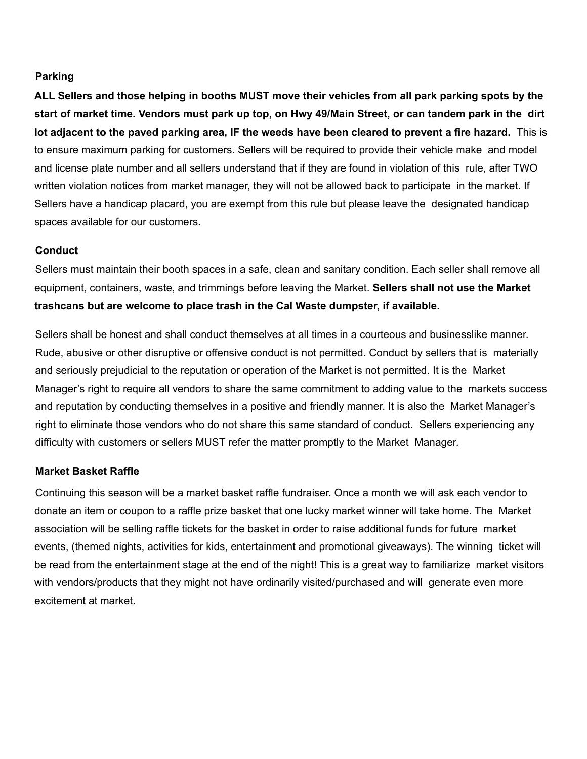## Parking

**ALL Sellers and those helping in booths MUST move their vehicles from all park parking spots by the start of market time. Vendors must park up top, on Hwy 49/Main Street, or can tandem park in the dirt lot adjacent to the paved parking area, IF the weeds have been cleared to prevent a fire hazard.** This is to ensure maximum parking for customers. Sellers will be required to provide their vehicle make and model and license plate number and all sellers understand that if they are found in violation of this rule, after TWO written violation notices from market manager, they will not be allowed back to participate in the market. If Sellers have a handicap placard, you are exempt from this rule but please leave the designated handicap spaces available for our customers.

## Conduct

Sellers must maintain their booth spaces in a safe, clean and sanitary condition. Each seller shall remove all equipment, containers, waste, and trimmings before leaving the Market. **Sellers shall not use the Market trashcans but are welcome to place trash in the Cal Waste dumpster, if available.**

Sellers shall be honest and shall conduct themselves at all times in a courteous and businesslike manner. Rude, abusive or other disruptive or offensive conduct is not permitted. Conduct by sellers that is materially and seriously prejudicial to the reputation or operation of the Market is not permitted. It is the Market Manager's right to require all vendors to share the same commitment to adding value to the markets success and reputation by conducting themselves in a positive and friendly manner. It is also the Market Manager's right to eliminate those vendors who do not share this same standard of conduct. Sellers experiencing any difficulty with customers or sellers MUST refer the matter promptly to the Market Manager.

## Market Basket Raffle

Continuing this season will be a market basket raffle fundraiser. Once a month we will ask each vendor to donate an item or coupon to a raffle prize basket that one lucky market winner will take home. The Market association will be selling raffle tickets for the basket in order to raise additional funds for future market events, (themed nights, activities for kids, entertainment and promotional giveaways). The winning ticket will be read from the entertainment stage at the end of the night! This is a great way to familiarize market visitors with vendors/products that they might not have ordinarily visited/purchased and will generate even more excitement at market.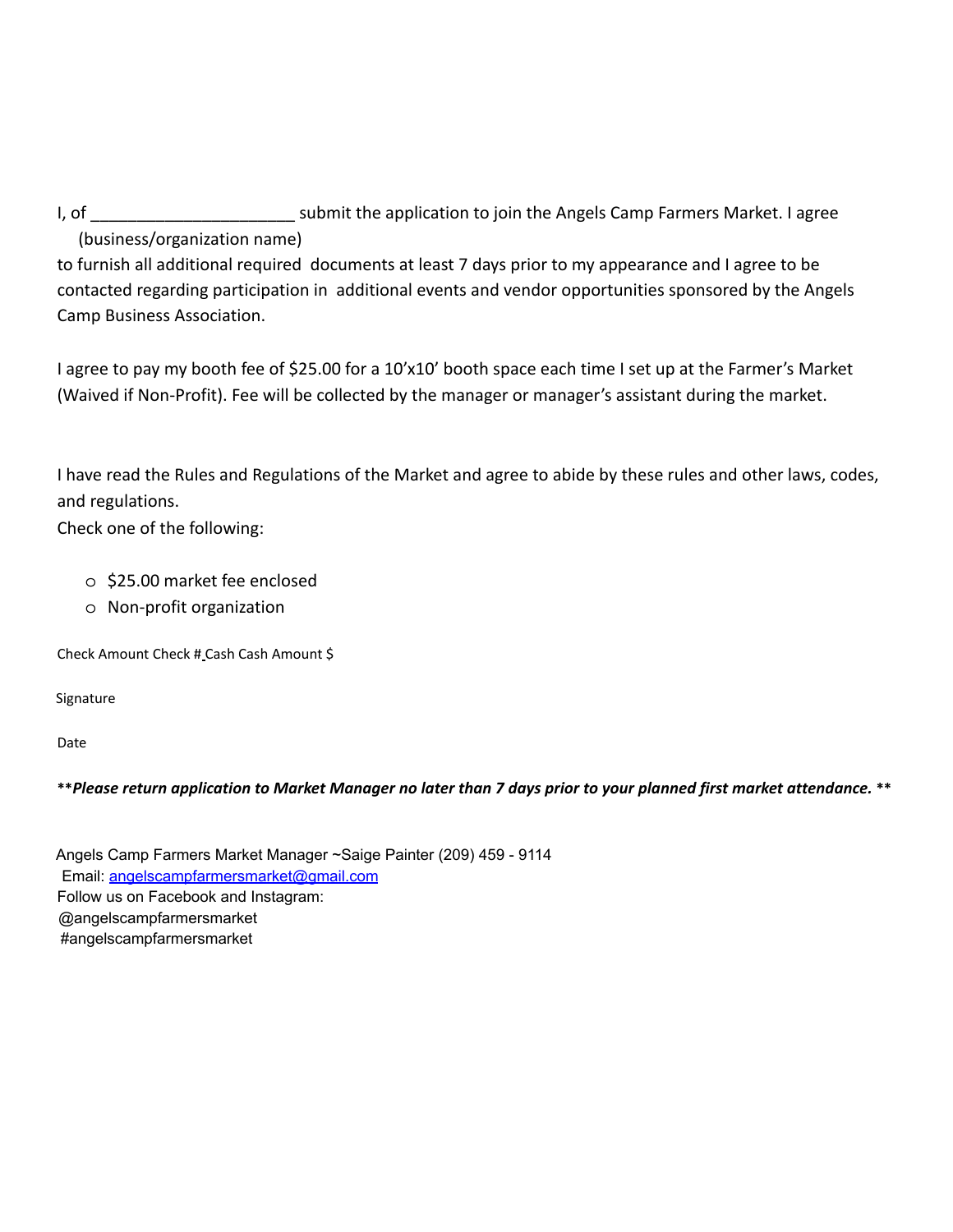I, of ______________________ submit the application to join the Angels Camp Farmers Market. I agree
(business/organization name)
to furnish all additional required documents at least 7 days prior to my appearance and I agree to be contacted regarding participation in additional events and vendor opportunities sponsored by the Angels Camp Business Association.

I agree to pay my booth fee of $25.00 for a 10'x10' booth space each time I set up at the Farmer's Market (Waived if Non-Profit). Fee will be collected by the manager or manager's assistant during the market.

I have read the Rules and Regulations of the Market and agree to abide by these rules and other laws, codes, and regulations.
Check one of the following:

- o $25.00 market fee enclosed
- o Non-profit organization

Check Amount Check # Cash Cash Amount $

Signature

Date

***Please return application to Market Manager no later than 7 days prior to your planned first market attendance.* **

Angels Camp Farmers Market Manager ~Saige Painter (209) 459 - 9114
Email: angelscampfarmersmarket@gmail.com
Follow us on Facebook and Instagram:
@angelscampfarmersmarket
#angelscampfarmersmarket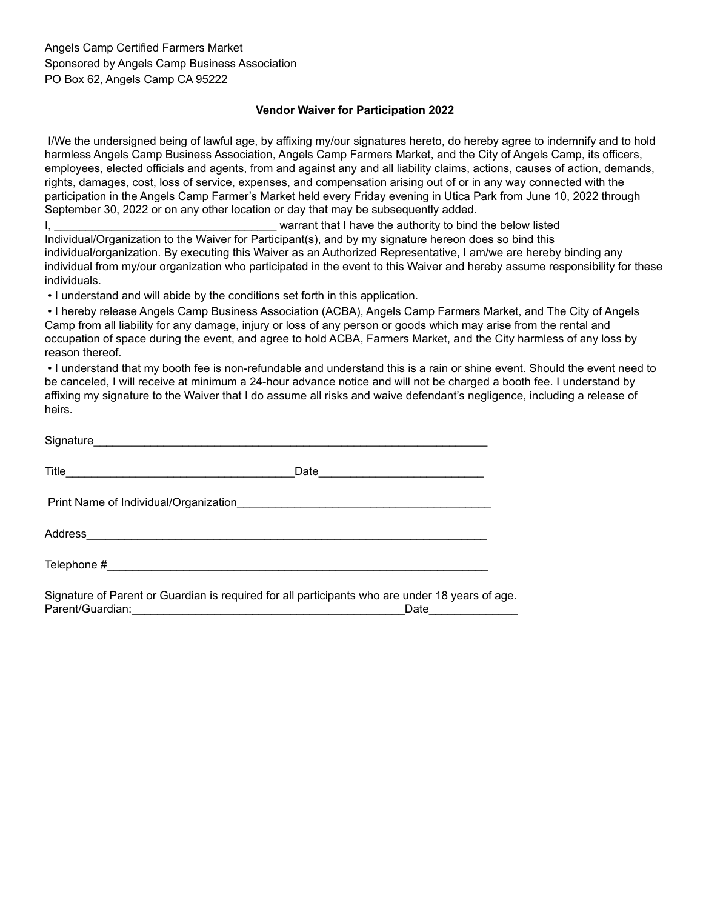Angels Camp Certified Farmers Market
Sponsored by Angels Camp Business Association
PO Box 62, Angels Camp CA 95222

**Vendor Waiver for Participation 2022**

I/We the undersigned being of lawful age, by affixing my/our signatures hereto, do hereby agree to indemnify and to hold harmless Angels Camp Business Association, Angels Camp Farmers Market, and the City of Angels Camp, its officers, employees, elected officials and agents, from and against any and all liability claims, actions, causes of action, demands, rights, damages, cost, loss of service, expenses, and compensation arising out of or in any way connected with the participation in the Angels Camp Farmer's Market held every Friday evening in Utica Park from June 10, 2022 through September 30, 2022 or on any other location or day that may be subsequently added.

I, ____________________________________ warrant that I have the authority to bind the below listed Individual/Organization to the Waiver for Participant(s), and by my signature hereon does so bind this individual/organization. By executing this Waiver as an Authorized Representative, I am/we are hereby binding any individual from my/our organization who participated in the event to this Waiver and hereby assume responsibility for these individuals.

- I understand and will abide by the conditions set forth in this application.
- I hereby release Angels Camp Business Association (ACBA), Angels Camp Farmers Market, and The City of Angels Camp from all liability for any damage, injury or loss of any person or goods which may arise from the rental and occupation of space during the event, and agree to hold ACBA, Farmers Market, and the City harmless of any loss by reason thereof.
- I understand that my booth fee is non-refundable and understand this is a rain or shine event. Should the event need to be canceled, I will receive at minimum a 24-hour advance notice and will not be charged a booth fee. I understand by affixing my signature to the Waiver that I do assume all risks and waive defendant's negligence, including a release of heirs.

Signature_________________________________________________________________

Title_____________________________________Date__________________________

Print Name of Individual/Organization__________________________________________

Address__________________________________________________________________

Telephone #_______________________________________________________________

Signature of Parent or Guardian is required for all participants who are under 18 years of age.
Parent/Guardian:_____________________________________________Date______________